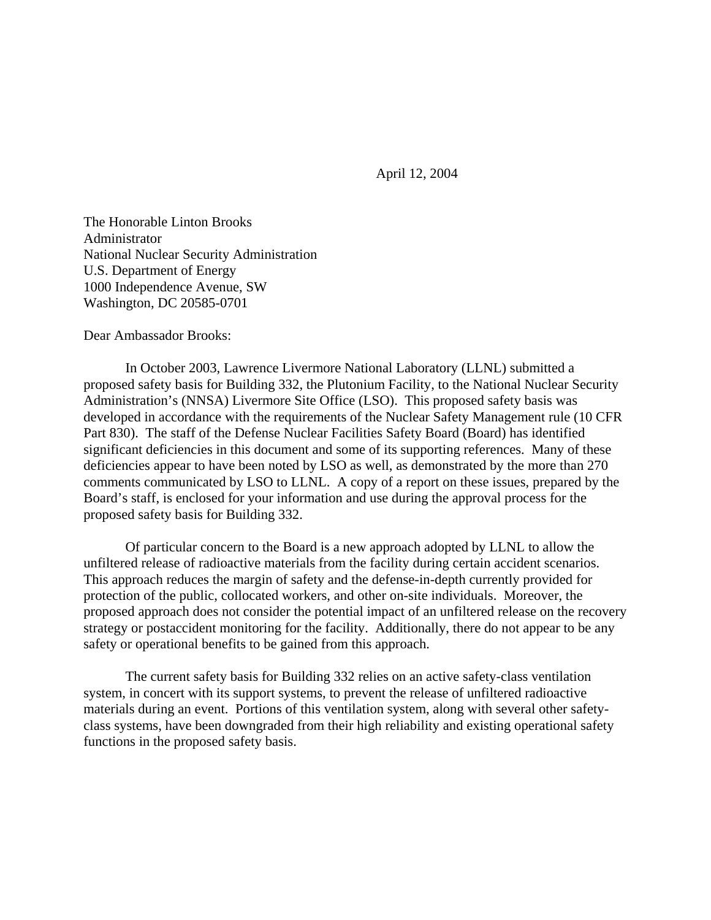April 12, 2004

The Honorable Linton Brooks
Administrator
National Nuclear Security Administration
U.S. Department of Energy
1000 Independence Avenue, SW
Washington, DC 20585-0701

Dear Ambassador Brooks:

In October 2003, Lawrence Livermore National Laboratory (LLNL) submitted a proposed safety basis for Building 332, the Plutonium Facility, to the National Nuclear Security Administration's (NNSA) Livermore Site Office (LSO). This proposed safety basis was developed in accordance with the requirements of the Nuclear Safety Management rule (10 CFR Part 830). The staff of the Defense Nuclear Facilities Safety Board (Board) has identified significant deficiencies in this document and some of its supporting references. Many of these deficiencies appear to have been noted by LSO as well, as demonstrated by the more than 270 comments communicated by LSO to LLNL. A copy of a report on these issues, prepared by the Board's staff, is enclosed for your information and use during the approval process for the proposed safety basis for Building 332.

Of particular concern to the Board is a new approach adopted by LLNL to allow the unfiltered release of radioactive materials from the facility during certain accident scenarios. This approach reduces the margin of safety and the defense-in-depth currently provided for protection of the public, collocated workers, and other on-site individuals. Moreover, the proposed approach does not consider the potential impact of an unfiltered release on the recovery strategy or postaccident monitoring for the facility. Additionally, there do not appear to be any safety or operational benefits to be gained from this approach.

The current safety basis for Building 332 relies on an active safety-class ventilation system, in concert with its support systems, to prevent the release of unfiltered radioactive materials during an event. Portions of this ventilation system, along with several other safety-class systems, have been downgraded from their high reliability and existing operational safety functions in the proposed safety basis.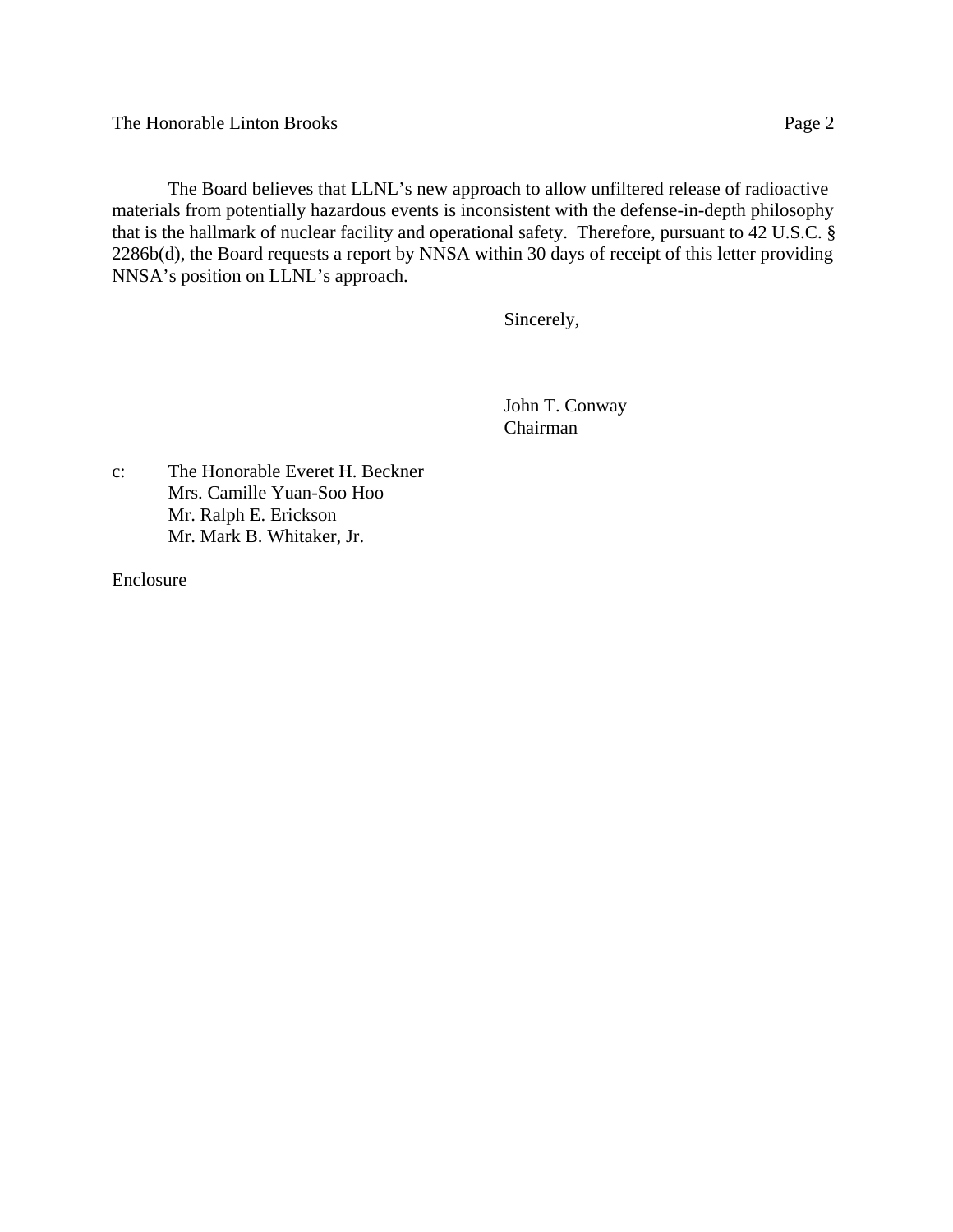The Board believes that LLNL's new approach to allow unfiltered release of radioactive materials from potentially hazardous events is inconsistent with the defense-in-depth philosophy that is the hallmark of nuclear facility and operational safety. Therefore, pursuant to 42 U.S.C. § 2286b(d), the Board requests a report by NNSA within 30 days of receipt of this letter providing NNSA's position on LLNL's approach.

Sincerely,

John T. Conway
Chairman

c: The Honorable Everet H. Beckner
Mrs. Camille Yuan-Soo Hoo
Mr. Ralph E. Erickson
Mr. Mark B. Whitaker, Jr.

Enclosure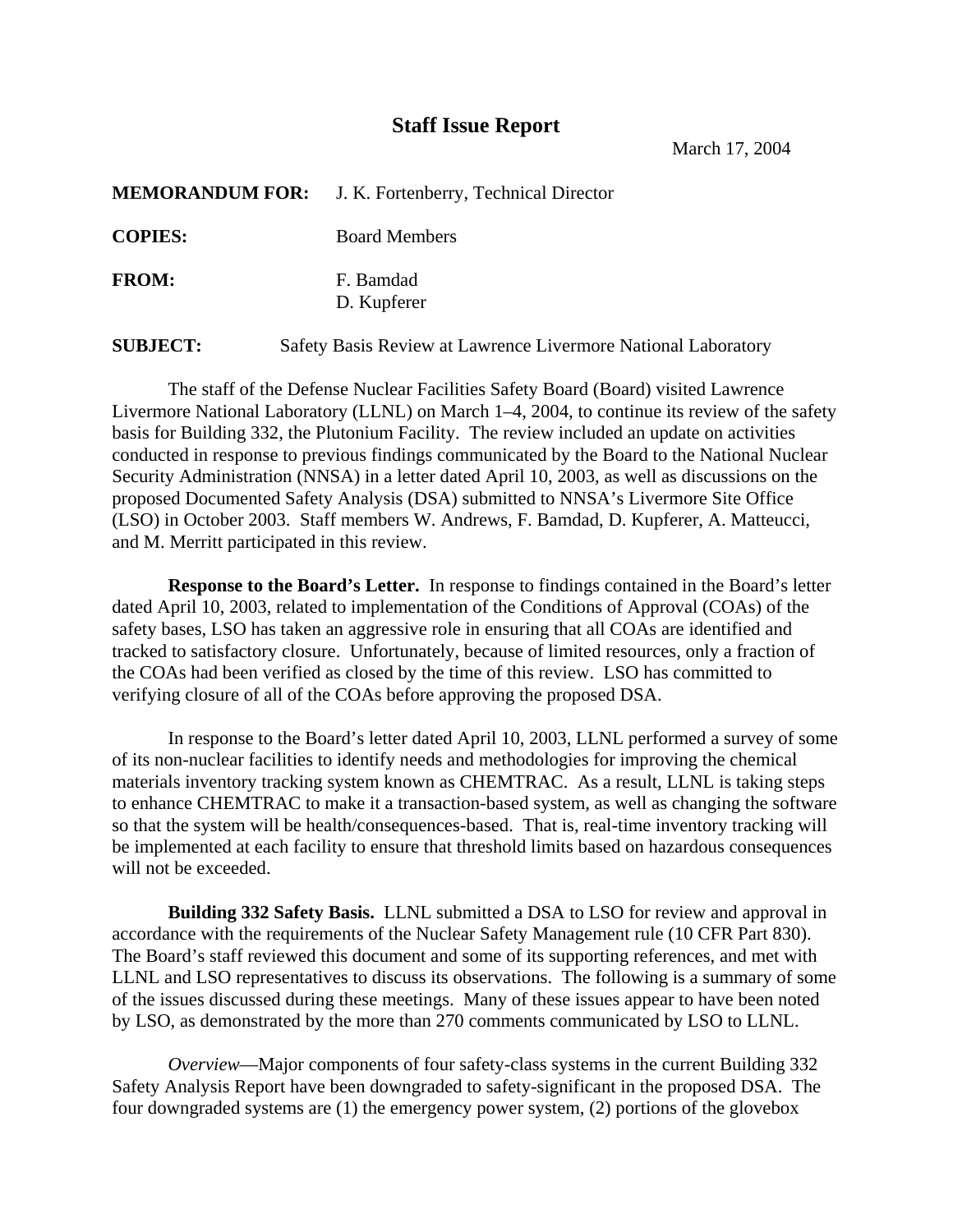# Staff Issue Report

March 17, 2004

**MEMORANDUM FOR:** J. K. Fortenberry, Technical Director

**COPIES:** Board Members

**FROM:** F. Bamdad
D. Kupferer

**SUBJECT:** Safety Basis Review at Lawrence Livermore National Laboratory

The staff of the Defense Nuclear Facilities Safety Board (Board) visited Lawrence Livermore National Laboratory (LLNL) on March 1–4, 2004, to continue its review of the safety basis for Building 332, the Plutonium Facility. The review included an update on activities conducted in response to previous findings communicated by the Board to the National Nuclear Security Administration (NNSA) in a letter dated April 10, 2003, as well as discussions on the proposed Documented Safety Analysis (DSA) submitted to NNSA's Livermore Site Office (LSO) in October 2003. Staff members W. Andrews, F. Bamdad, D. Kupferer, A. Matteucci, and M. Merritt participated in this review.

**Response to the Board's Letter.** In response to findings contained in the Board's letter dated April 10, 2003, related to implementation of the Conditions of Approval (COAs) of the safety bases, LSO has taken an aggressive role in ensuring that all COAs are identified and tracked to satisfactory closure. Unfortunately, because of limited resources, only a fraction of the COAs had been verified as closed by the time of this review. LSO has committed to verifying closure of all of the COAs before approving the proposed DSA.

In response to the Board's letter dated April 10, 2003, LLNL performed a survey of some of its non-nuclear facilities to identify needs and methodologies for improving the chemical materials inventory tracking system known as CHEMTRAC. As a result, LLNL is taking steps to enhance CHEMTRAC to make it a transaction-based system, as well as changing the software so that the system will be health/consequences-based. That is, real-time inventory tracking will be implemented at each facility to ensure that threshold limits based on hazardous consequences will not be exceeded.

**Building 332 Safety Basis.** LLNL submitted a DSA to LSO for review and approval in accordance with the requirements of the Nuclear Safety Management rule (10 CFR Part 830). The Board's staff reviewed this document and some of its supporting references, and met with LLNL and LSO representatives to discuss its observations. The following is a summary of some of the issues discussed during these meetings. Many of these issues appear to have been noted by LSO, as demonstrated by the more than 270 comments communicated by LSO to LLNL.

*Overview*—Major components of four safety-class systems in the current Building 332 Safety Analysis Report have been downgraded to safety-significant in the proposed DSA. The four downgraded systems are (1) the emergency power system, (2) portions of the glovebox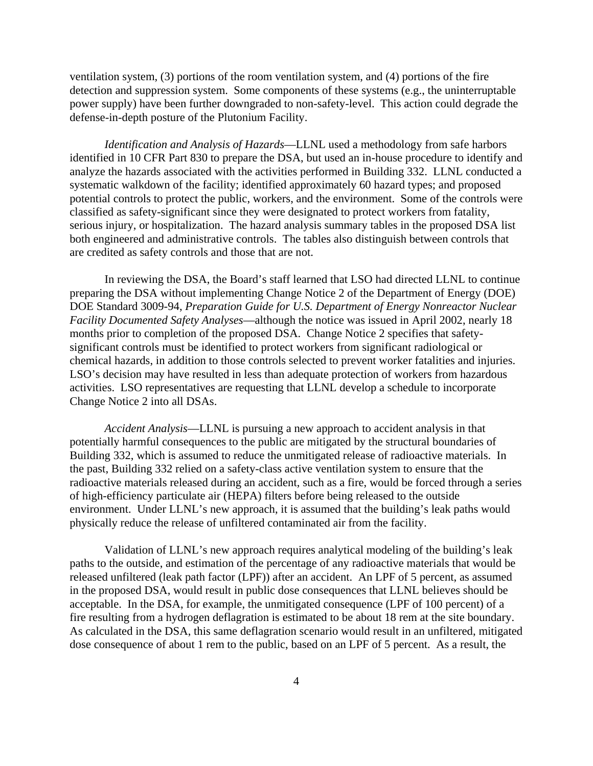ventilation system, (3) portions of the room ventilation system, and (4) portions of the fire detection and suppression system. Some components of these systems (e.g., the uninterruptable power supply) have been further downgraded to non-safety-level. This action could degrade the defense-in-depth posture of the Plutonium Facility.

*Identification and Analysis of Hazards*—LLNL used a methodology from safe harbors identified in 10 CFR Part 830 to prepare the DSA, but used an in-house procedure to identify and analyze the hazards associated with the activities performed in Building 332. LLNL conducted a systematic walkdown of the facility; identified approximately 60 hazard types; and proposed potential controls to protect the public, workers, and the environment. Some of the controls were classified as safety-significant since they were designated to protect workers from fatality, serious injury, or hospitalization. The hazard analysis summary tables in the proposed DSA list both engineered and administrative controls. The tables also distinguish between controls that are credited as safety controls and those that are not.

In reviewing the DSA, the Board's staff learned that LSO had directed LLNL to continue preparing the DSA without implementing Change Notice 2 of the Department of Energy (DOE) DOE Standard 3009-94, *Preparation Guide for U.S. Department of Energy Nonreactor Nuclear Facility Documented Safety Analyses*—although the notice was issued in April 2002, nearly 18 months prior to completion of the proposed DSA. Change Notice 2 specifies that safety-significant controls must be identified to protect workers from significant radiological or chemical hazards, in addition to those controls selected to prevent worker fatalities and injuries. LSO's decision may have resulted in less than adequate protection of workers from hazardous activities. LSO representatives are requesting that LLNL develop a schedule to incorporate Change Notice 2 into all DSAs.

*Accident Analysis*—LLNL is pursuing a new approach to accident analysis in that potentially harmful consequences to the public are mitigated by the structural boundaries of Building 332, which is assumed to reduce the unmitigated release of radioactive materials. In the past, Building 332 relied on a safety-class active ventilation system to ensure that the radioactive materials released during an accident, such as a fire, would be forced through a series of high-efficiency particulate air (HEPA) filters before being released to the outside environment. Under LLNL's new approach, it is assumed that the building's leak paths would physically reduce the release of unfiltered contaminated air from the facility.

Validation of LLNL's new approach requires analytical modeling of the building's leak paths to the outside, and estimation of the percentage of any radioactive materials that would be released unfiltered (leak path factor (LPF)) after an accident. An LPF of 5 percent, as assumed in the proposed DSA, would result in public dose consequences that LLNL believes should be acceptable. In the DSA, for example, the unmitigated consequence (LPF of 100 percent) of a fire resulting from a hydrogen deflagration is estimated to be about 18 rem at the site boundary. As calculated in the DSA, this same deflagration scenario would result in an unfiltered, mitigated dose consequence of about 1 rem to the public, based on an LPF of 5 percent. As a result, the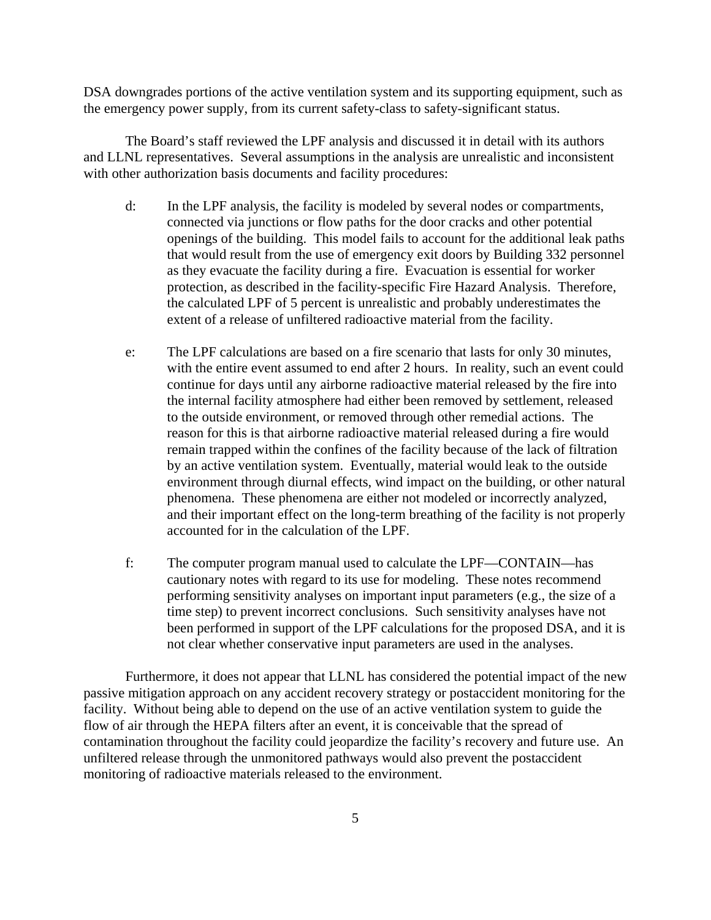DSA downgrades portions of the active ventilation system and its supporting equipment, such as the emergency power supply, from its current safety-class to safety-significant status.

The Board's staff reviewed the LPF analysis and discussed it in detail with its authors and LLNL representatives. Several assumptions in the analysis are unrealistic and inconsistent with other authorization basis documents and facility procedures:

d: In the LPF analysis, the facility is modeled by several nodes or compartments, connected via junctions or flow paths for the door cracks and other potential openings of the building. This model fails to account for the additional leak paths that would result from the use of emergency exit doors by Building 332 personnel as they evacuate the facility during a fire. Evacuation is essential for worker protection, as described in the facility-specific Fire Hazard Analysis. Therefore, the calculated LPF of 5 percent is unrealistic and probably underestimates the extent of a release of unfiltered radioactive material from the facility.

e: The LPF calculations are based on a fire scenario that lasts for only 30 minutes, with the entire event assumed to end after 2 hours. In reality, such an event could continue for days until any airborne radioactive material released by the fire into the internal facility atmosphere had either been removed by settlement, released to the outside environment, or removed through other remedial actions. The reason for this is that airborne radioactive material released during a fire would remain trapped within the confines of the facility because of the lack of filtration by an active ventilation system. Eventually, material would leak to the outside environment through diurnal effects, wind impact on the building, or other natural phenomena. These phenomena are either not modeled or incorrectly analyzed, and their important effect on the long-term breathing of the facility is not properly accounted for in the calculation of the LPF.

f: The computer program manual used to calculate the LPF—CONTAIN—has cautionary notes with regard to its use for modeling. These notes recommend performing sensitivity analyses on important input parameters (e.g., the size of a time step) to prevent incorrect conclusions. Such sensitivity analyses have not been performed in support of the LPF calculations for the proposed DSA, and it is not clear whether conservative input parameters are used in the analyses.

Furthermore, it does not appear that LLNL has considered the potential impact of the new passive mitigation approach on any accident recovery strategy or postaccident monitoring for the facility. Without being able to depend on the use of an active ventilation system to guide the flow of air through the HEPA filters after an event, it is conceivable that the spread of contamination throughout the facility could jeopardize the facility's recovery and future use. An unfiltered release through the unmonitored pathways would also prevent the postaccident monitoring of radioactive materials released to the environment.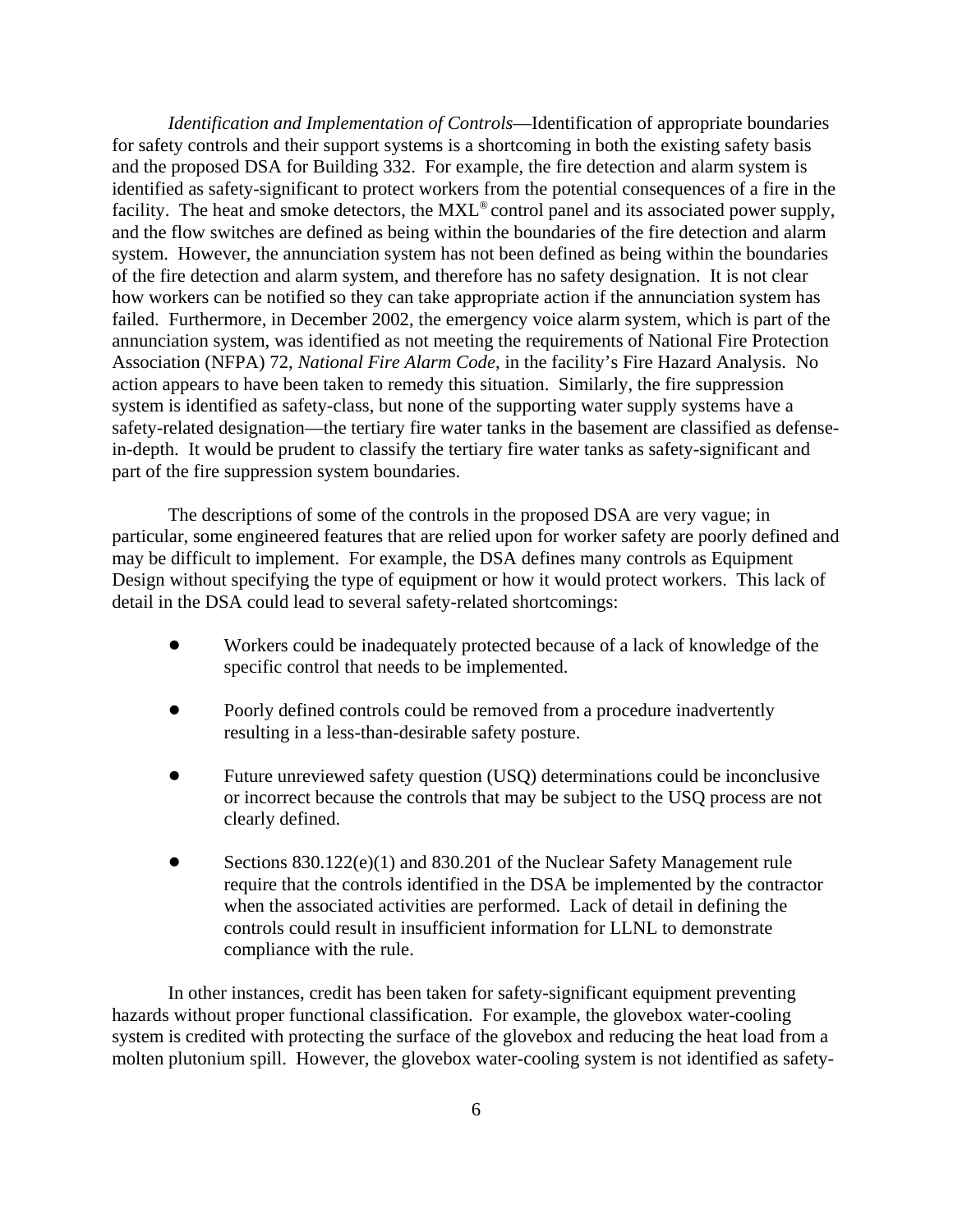*Identification and Implementation of Controls*—Identification of appropriate boundaries for safety controls and their support systems is a shortcoming in both the existing safety basis and the proposed DSA for Building 332. For example, the fire detection and alarm system is identified as safety-significant to protect workers from the potential consequences of a fire in the facility. The heat and smoke detectors, the MXL® control panel and its associated power supply, and the flow switches are defined as being within the boundaries of the fire detection and alarm system. However, the annunciation system has not been defined as being within the boundaries of the fire detection and alarm system, and therefore has no safety designation. It is not clear how workers can be notified so they can take appropriate action if the annunciation system has failed. Furthermore, in December 2002, the emergency voice alarm system, which is part of the annunciation system, was identified as not meeting the requirements of National Fire Protection Association (NFPA) 72, *National Fire Alarm Code*, in the facility's Fire Hazard Analysis. No action appears to have been taken to remedy this situation. Similarly, the fire suppression system is identified as safety-class, but none of the supporting water supply systems have a safety-related designation—the tertiary fire water tanks in the basement are classified as defense-in-depth. It would be prudent to classify the tertiary fire water tanks as safety-significant and part of the fire suppression system boundaries.

The descriptions of some of the controls in the proposed DSA are very vague; in particular, some engineered features that are relied upon for worker safety are poorly defined and may be difficult to implement. For example, the DSA defines many controls as Equipment Design without specifying the type of equipment or how it would protect workers. This lack of detail in the DSA could lead to several safety-related shortcomings:

- Workers could be inadequately protected because of a lack of knowledge of the specific control that needs to be implemented.
- Poorly defined controls could be removed from a procedure inadvertently resulting in a less-than-desirable safety posture.
- Future unreviewed safety question (USQ) determinations could be inconclusive or incorrect because the controls that may be subject to the USQ process are not clearly defined.
- Sections 830.122(e)(1) and 830.201 of the Nuclear Safety Management rule require that the controls identified in the DSA be implemented by the contractor when the associated activities are performed. Lack of detail in defining the controls could result in insufficient information for LLNL to demonstrate compliance with the rule.

In other instances, credit has been taken for safety-significant equipment preventing hazards without proper functional classification. For example, the glovebox water-cooling system is credited with protecting the surface of the glovebox and reducing the heat load from a molten plutonium spill. However, the glovebox water-cooling system is not identified as safety-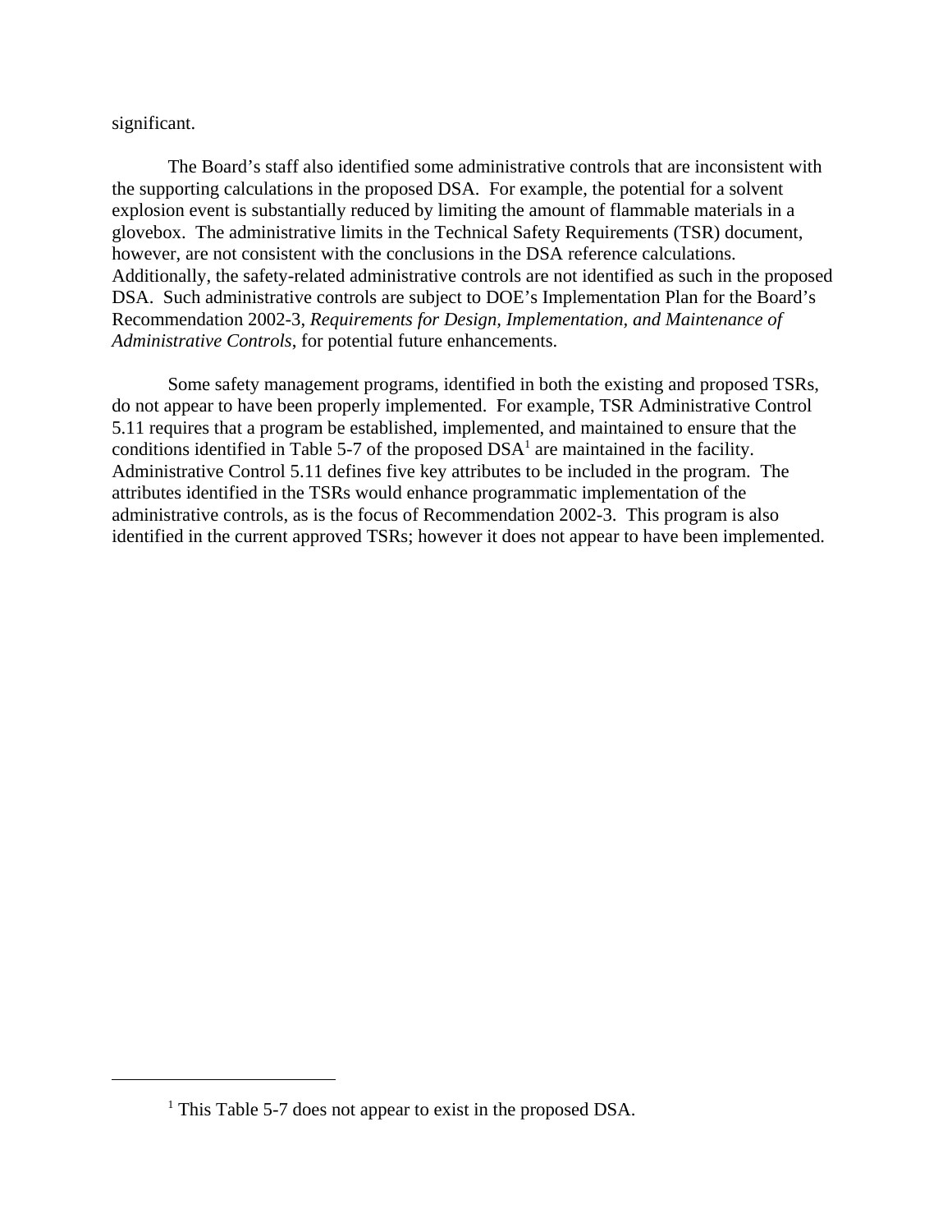significant.

The Board's staff also identified some administrative controls that are inconsistent with the supporting calculations in the proposed DSA. For example, the potential for a solvent explosion event is substantially reduced by limiting the amount of flammable materials in a glovebox. The administrative limits in the Technical Safety Requirements (TSR) document, however, are not consistent with the conclusions in the DSA reference calculations. Additionally, the safety-related administrative controls are not identified as such in the proposed DSA. Such administrative controls are subject to DOE's Implementation Plan for the Board's Recommendation 2002-3, *Requirements for Design, Implementation, and Maintenance of Administrative Controls*, for potential future enhancements.

Some safety management programs, identified in both the existing and proposed TSRs, do not appear to have been properly implemented. For example, TSR Administrative Control 5.11 requires that a program be established, implemented, and maintained to ensure that the conditions identified in Table 5-7 of the proposed DSA[1] are maintained in the facility. Administrative Control 5.11 defines five key attributes to be included in the program. The attributes identified in the TSRs would enhance programmatic implementation of the administrative controls, as is the focus of Recommendation 2002-3. This program is also identified in the current approved TSRs; however it does not appear to have been implemented.

---

[1] This Table 5-7 does not appear to exist in the proposed DSA.